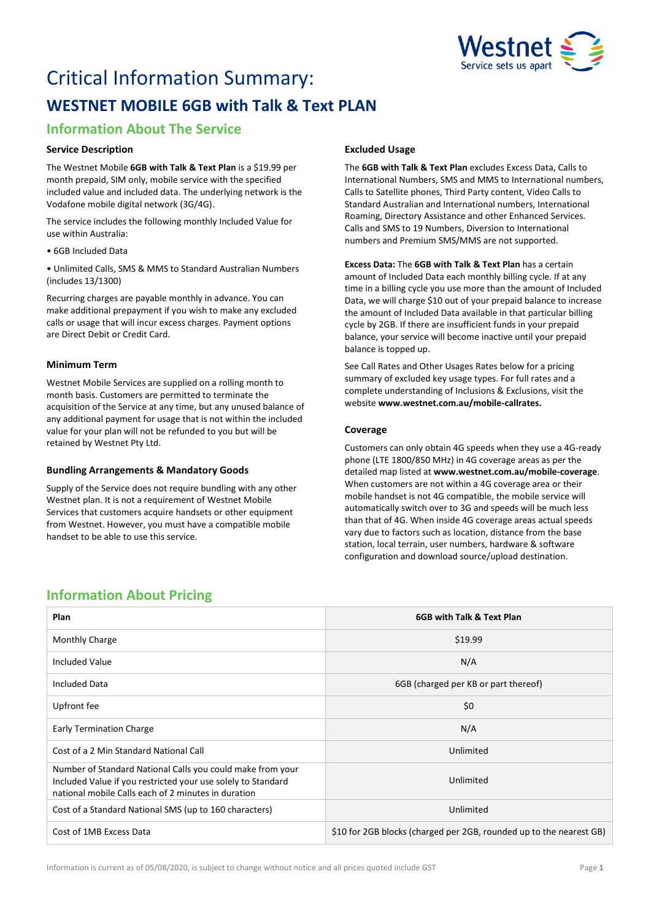# Critical Information Summary:

## WESTNET MOBILE 6GB with Talk & Text PLAN

### Information About The Service

#### Service Description

The Westnet Mobile **6GB with Talk & Text Plan** is a $19.99 per month prepaid, SIM only, mobile service with the specified included value and included data. The underlying network is the Vodafone mobile digital network (3G/4G).

The service includes the following monthly Included Value for use within Australia:

- 6GB Included Data
- Unlimited Calls, SMS & MMS to Standard Australian Numbers (includes 13/1300)

Recurring charges are payable monthly in advance. You can make additional prepayment if you wish to make any excluded calls or usage that will incur excess charges. Payment options are Direct Debit or Credit Card.

#### Minimum Term

Westnet Mobile Services are supplied on a rolling month to month basis. Customers are permitted to terminate the acquisition of the Service at any time, but any unused balance of any additional payment for usage that is not within the included value for your plan will not be refunded to you but will be retained by Westnet Pty Ltd.

#### Bundling Arrangements & Mandatory Goods

Supply of the Service does not require bundling with any other Westnet plan. It is not a requirement of Westnet Mobile Services that customers acquire handsets or other equipment from Westnet. However, you must have a compatible mobile handset to be able to use this service.

#### Excluded Usage

The **6GB with Talk & Text Plan** excludes Excess Data, Calls to International Numbers, SMS and MMS to International numbers, Calls to Satellite phones, Third Party content, Video Calls to Standard Australian and International numbers, International Roaming, Directory Assistance and other Enhanced Services. Calls and SMS to 19 Numbers, Diversion to International numbers and Premium SMS/MMS are not supported.

**Excess Data:** The **6GB with Talk & Text Plan** has a certain amount of Included Data each monthly billing cycle. If at any time in a billing cycle you use more than the amount of Included Data, we will charge $10 out of your prepaid balance to increase the amount of Included Data available in that particular billing cycle by 2GB. If there are insufficient funds in your prepaid balance, your service will become inactive until your prepaid balance is topped up.

See Call Rates and Other Usages Rates below for a pricing summary of excluded key usage types. For full rates and a complete understanding of Inclusions & Exclusions, visit the website **www.westnet.com.au/mobile-callrates.**

#### Coverage

Customers can only obtain 4G speeds when they use a 4G-ready phone (LTE 1800/850 MHz) in 4G coverage areas as per the detailed map listed at **www.westnet.com.au/mobile-coverage**. When customers are not within a 4G coverage area or their mobile handset is not 4G compatible, the mobile service will automatically switch over to 3G and speeds will be much less than that of 4G. When inside 4G coverage areas actual speeds vary due to factors such as location, distance from the base station, local terrain, user numbers, hardware & software configuration and download source/upload destination.

### Information About Pricing

| Plan | 6GB with Talk & Text Plan |
|---|---|
| Monthly Charge | $19.99 |
| Included Value | N/A |
| Included Data | 6GB (charged per KB or part thereof) |
| Upfront fee | $0 |
| Early Termination Charge | N/A |
| Cost of a 2 Min Standard National Call | Unlimited |
| Number of Standard National Calls you could make from your Included Value if you restricted your use solely to Standard national mobile Calls each of 2 minutes in duration | Unlimited |
| Cost of a Standard National SMS (up to 160 characters) | Unlimited |
| Cost of 1MB Excess Data | $10 for 2GB blocks (charged per 2GB, rounded up to the nearest GB) |

Information is current as of 05/08/2020, is subject to change without notice and all prices quoted include GST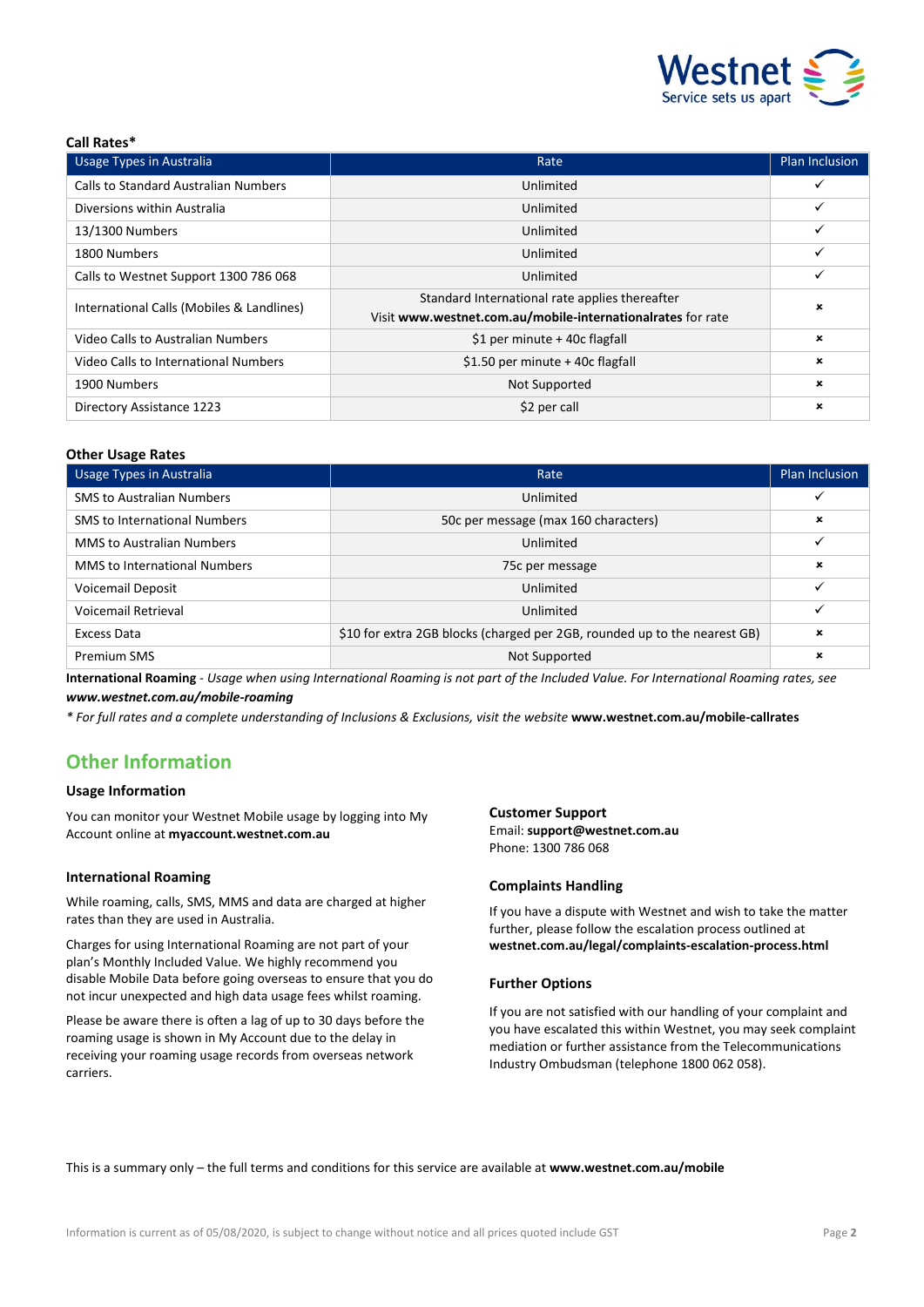### Call Rates*

| Usage Types in Australia | Rate | Plan Inclusion |
|---|---|---|
| Calls to Standard Australian Numbers | Unlimited | ✓ |
| Diversions within Australia | Unlimited | ✓ |
| 13/1300 Numbers | Unlimited | ✓ |
| 1800 Numbers | Unlimited | ✓ |
| Calls to Westnet Support 1300 786 068 | Unlimited | ✓ |
| International Calls (Mobiles & Landlines) | Standard International rate applies thereafter<br>Visit **www.westnet.com.au/mobile-internationalrates** for rate | ✗ |
| Video Calls to Australian Numbers | $1 per minute + 40c flagfall | ✗ |
| Video Calls to International Numbers | $1.50 per minute + 40c flagfall | ✗ |
| 1900 Numbers | Not Supported | ✗ |
| Directory Assistance 1223 | $2 per call | ✗ |

### Other Usage Rates

| Usage Types in Australia | Rate | Plan Inclusion |
|---|---|---|
| SMS to Australian Numbers | Unlimited | ✓ |
| SMS to International Numbers | 50c per message (max 160 characters) | ✗ |
| MMS to Australian Numbers | Unlimited | ✓ |
| MMS to International Numbers | 75c per message | ✗ |
| Voicemail Deposit | Unlimited | ✓ |
| Voicemail Retrieval | Unlimited | ✓ |
| Excess Data | $10 for extra 2GB blocks (charged per 2GB, rounded up to the nearest GB) | ✗ |
| Premium SMS | Not Supported | ✗ |

**International Roaming** - *Usage when using International Roaming is not part of the Included Value. For International Roaming rates, see* ***www.westnet.com.au/mobile-roaming***

*\* For full rates and a complete understanding of Inclusions & Exclusions, visit the website* **www.westnet.com.au/mobile-callrates**

## Other Information

### Usage Information

You can monitor your Westnet Mobile usage by logging into My Account online at **myaccount.westnet.com.au**

### International Roaming

While roaming, calls, SMS, MMS and data are charged at higher rates than they are used in Australia.

Charges for using International Roaming are not part of your plan's Monthly Included Value. We highly recommend you disable Mobile Data before going overseas to ensure that you do not incur unexpected and high data usage fees whilst roaming.

Please be aware there is often a lag of up to 30 days before the roaming usage is shown in My Account due to the delay in receiving your roaming usage records from overseas network carriers.

### Customer Support

Email: **support@westnet.com.au**
Phone: 1300 786 068

### Complaints Handling

If you have a dispute with Westnet and wish to take the matter further, please follow the escalation process outlined at **westnet.com.au/legal/complaints-escalation-process.html**

### Further Options

If you are not satisfied with our handling of your complaint and you have escalated this within Westnet, you may seek complaint mediation or further assistance from the Telecommunications Industry Ombudsman (telephone 1800 062 058).

This is a summary only – the full terms and conditions for this service are available at **www.westnet.com.au/mobile**

Information is current as of 05/08/2020, is subject to change without notice and all prices quoted include GST